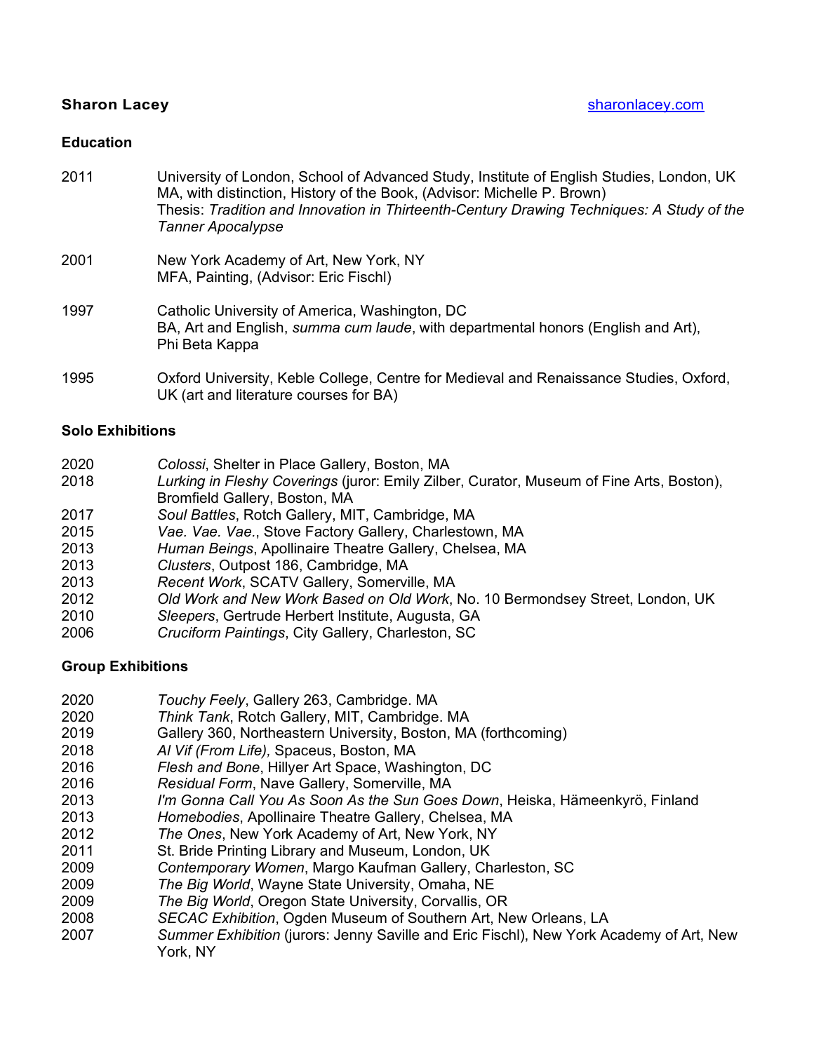**Sharon Lacey** [sharonlacey.com](sharonlacey.com)

## Education

2011 University of London, School of Advanced Study, Institute of English Studies, London, UK
MA, with distinction, History of the Book, (Advisor: Michelle P. Brown)
Thesis: *Tradition and Innovation in Thirteenth-Century Drawing Techniques: A Study of the Tanner Apocalypse*

2001 New York Academy of Art, New York, NY
MFA, Painting, (Advisor: Eric Fischl)

1997 Catholic University of America, Washington, DC
BA, Art and English, *summa cum laude*, with departmental honors (English and Art), Phi Beta Kappa

1995 Oxford University, Keble College, Centre for Medieval and Renaissance Studies, Oxford, UK (art and literature courses for BA)

## Solo Exhibitions

2020 *Colossi*, Shelter in Place Gallery, Boston, MA
2018 *Lurking in Fleshy Coverings* (juror: Emily Zilber, Curator, Museum of Fine Arts, Boston), Bromfield Gallery, Boston, MA
2017 *Soul Battles*, Rotch Gallery, MIT, Cambridge, MA
2015 *Vae. Vae. Vae.*, Stove Factory Gallery, Charlestown, MA
2013 *Human Beings*, Apollinaire Theatre Gallery, Chelsea, MA
2013 *Clusters*, Outpost 186, Cambridge, MA
2013 *Recent Work*, SCATV Gallery, Somerville, MA
2012 *Old Work and New Work Based on Old Work*, No. 10 Bermondsey Street, London, UK
2010 *Sleepers*, Gertrude Herbert Institute, Augusta, GA
2006 *Cruciform Paintings*, City Gallery, Charleston, SC

## Group Exhibitions

2020 *Touchy Feely*, Gallery 263, Cambridge. MA
2020 *Think Tank*, Rotch Gallery, MIT, Cambridge. MA
2019 Gallery 360, Northeastern University, Boston, MA (forthcoming)
2018 *Al Vif (From Life),* Spaceus, Boston, MA
2016 *Flesh and Bone*, Hillyer Art Space, Washington, DC
2016 *Residual Form*, Nave Gallery, Somerville, MA
2013 *I'm Gonna Call You As Soon As the Sun Goes Down*, Heiska, Hämeenkyrö, Finland
2013 *Homebodies*, Apollinaire Theatre Gallery, Chelsea, MA
2012 *The Ones*, New York Academy of Art, New York, NY
2011 St. Bride Printing Library and Museum, London, UK
2009 *Contemporary Women*, Margo Kaufman Gallery, Charleston, SC
2009 *The Big World*, Wayne State University, Omaha, NE
2009 *The Big World*, Oregon State University, Corvallis, OR
2008 *SECAC Exhibition*, Ogden Museum of Southern Art, New Orleans, LA
2007 *Summer Exhibition* (jurors: Jenny Saville and Eric Fischl), New York Academy of Art, New York, NY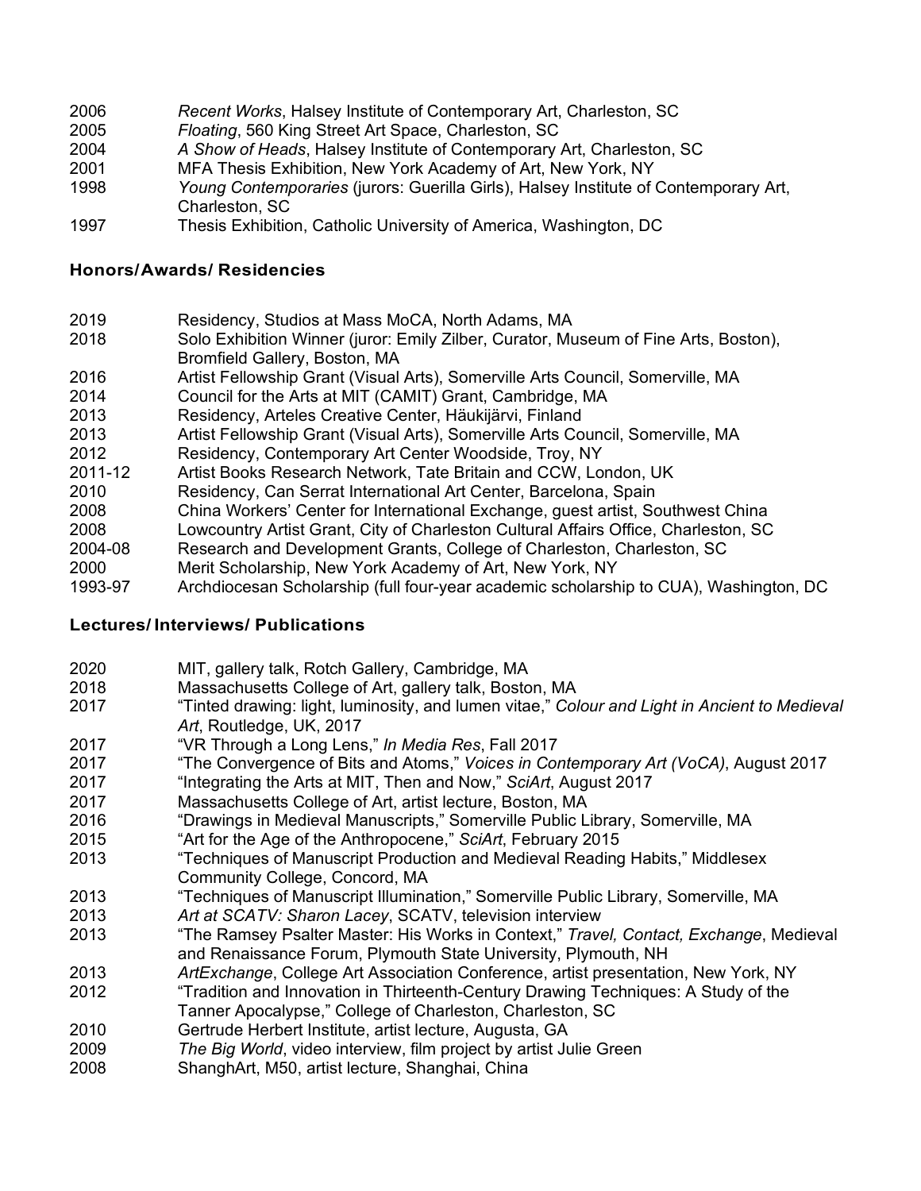2006 *Recent Works*, Halsey Institute of Contemporary Art, Charleston, SC
2005 *Floating*, 560 King Street Art Space, Charleston, SC
2004 *A Show of Heads*, Halsey Institute of Contemporary Art, Charleston, SC
2001 MFA Thesis Exhibition, New York Academy of Art, New York, NY
1998 *Young Contemporaries* (jurors: Guerilla Girls), Halsey Institute of Contemporary Art, Charleston, SC
1997 Thesis Exhibition, Catholic University of America, Washington, DC

### Honors/Awards/ Residencies

2019 Residency, Studios at Mass MoCA, North Adams, MA
2018 Solo Exhibition Winner (juror: Emily Zilber, Curator, Museum of Fine Arts, Boston), Bromfield Gallery, Boston, MA
2016 Artist Fellowship Grant (Visual Arts), Somerville Arts Council, Somerville, MA
2014 Council for the Arts at MIT (CAMIT) Grant, Cambridge, MA
2013 Residency, Arteles Creative Center, Häukijärvi, Finland
2013 Artist Fellowship Grant (Visual Arts), Somerville Arts Council, Somerville, MA
2012 Residency, Contemporary Art Center Woodside, Troy, NY
2011-12 Artist Books Research Network, Tate Britain and CCW, London, UK
2010 Residency, Can Serrat International Art Center, Barcelona, Spain
2008 China Workers' Center for International Exchange, guest artist, Southwest China
2008 Lowcountry Artist Grant, City of Charleston Cultural Affairs Office, Charleston, SC
2004-08 Research and Development Grants, College of Charleston, Charleston, SC
2000 Merit Scholarship, New York Academy of Art, New York, NY
1993-97 Archdiocesan Scholarship (full four-year academic scholarship to CUA), Washington, DC

### Lectures/ Interviews/ Publications

2020 MIT, gallery talk, Rotch Gallery, Cambridge, MA
2018 Massachusetts College of Art, gallery talk, Boston, MA
2017 "Tinted drawing: light, luminosity, and lumen vitae," *Colour and Light in Ancient to Medieval Art*, Routledge, UK, 2017
2017 "VR Through a Long Lens," *In Media Res*, Fall 2017
2017 "The Convergence of Bits and Atoms," *Voices in Contemporary Art (VoCA)*, August 2017
2017 "Integrating the Arts at MIT, Then and Now," *SciArt*, August 2017
2017 Massachusetts College of Art, artist lecture, Boston, MA
2016 "Drawings in Medieval Manuscripts," Somerville Public Library, Somerville, MA
2015 "Art for the Age of the Anthropocene," *SciArt*, February 2015
2013 "Techniques of Manuscript Production and Medieval Reading Habits," Middlesex Community College, Concord, MA
2013 "Techniques of Manuscript Illumination," Somerville Public Library, Somerville, MA
2013 *Art at SCATV: Sharon Lacey*, SCATV, television interview
2013 "The Ramsey Psalter Master: His Works in Context," *Travel, Contact, Exchange*, Medieval and Renaissance Forum, Plymouth State University, Plymouth, NH
2013 *ArtExchange*, College Art Association Conference, artist presentation, New York, NY
2012 "Tradition and Innovation in Thirteenth-Century Drawing Techniques: A Study of the Tanner Apocalypse," College of Charleston, Charleston, SC
2010 Gertrude Herbert Institute, artist lecture, Augusta, GA
2009 *The Big World*, video interview, film project by artist Julie Green
2008 ShanghArt, M50, artist lecture, Shanghai, China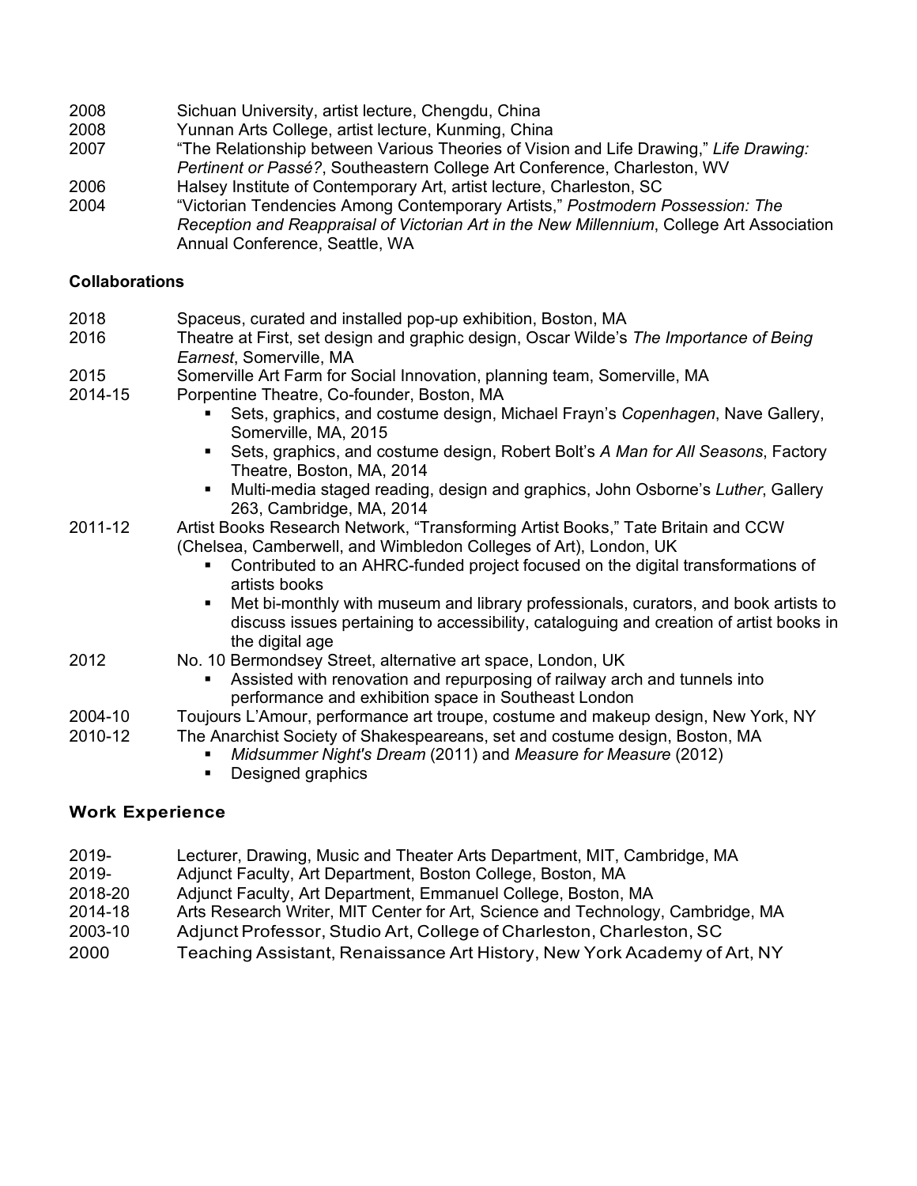2008 Sichuan University, artist lecture, Chengdu, China
2008 Yunnan Arts College, artist lecture, Kunming, China
2007 "The Relationship between Various Theories of Vision and Life Drawing," *Life Drawing: Pertinent or Passé?*, Southeastern College Art Conference, Charleston, WV
2006 Halsey Institute of Contemporary Art, artist lecture, Charleston, SC
2004 "Victorian Tendencies Among Contemporary Artists," *Postmodern Possession: The Reception and Reappraisal of Victorian Art in the New Millennium*, College Art Association Annual Conference, Seattle, WA

**Collaborations**

2018 Spaceus, curated and installed pop-up exhibition, Boston, MA
2016 Theatre at First, set design and graphic design, Oscar Wilde's *The Importance of Being Earnest*, Somerville, MA
2015 Somerville Art Farm for Social Innovation, planning team, Somerville, MA
2014-15 Porpentine Theatre, Co-founder, Boston, MA

- Sets, graphics, and costume design, Michael Frayn's *Copenhagen*, Nave Gallery, Somerville, MA, 2015
- Sets, graphics, and costume design, Robert Bolt's *A Man for All Seasons*, Factory Theatre, Boston, MA, 2014
- Multi-media staged reading, design and graphics, John Osborne's *Luther*, Gallery 263, Cambridge, MA, 2014

2011-12 Artist Books Research Network, "Transforming Artist Books," Tate Britain and CCW (Chelsea, Camberwell, and Wimbledon Colleges of Art), London, UK

- Contributed to an AHRC-funded project focused on the digital transformations of artists books
- Met bi-monthly with museum and library professionals, curators, and book artists to discuss issues pertaining to accessibility, cataloguing and creation of artist books in the digital age

2012 No. 10 Bermondsey Street, alternative art space, London, UK

- Assisted with renovation and repurposing of railway arch and tunnels into performance and exhibition space in Southeast London

2004-10 Toujours L'Amour, performance art troupe, costume and makeup design, New York, NY
2010-12 The Anarchist Society of Shakespeareans, set and costume design, Boston, MA

- *Midsummer Night's Dream* (2011) and *Measure for Measure* (2012)
- Designed graphics

**Work Experience**

2019- Lecturer, Drawing, Music and Theater Arts Department, MIT, Cambridge, MA
2019- Adjunct Faculty, Art Department, Boston College, Boston, MA
2018-20 Adjunct Faculty, Art Department, Emmanuel College, Boston, MA
2014-18 Arts Research Writer, MIT Center for Art, Science and Technology, Cambridge, MA
2003-10 Adjunct Professor, Studio Art, College of Charleston, Charleston, SC
2000 Teaching Assistant, Renaissance Art History, New York Academy of Art, NY